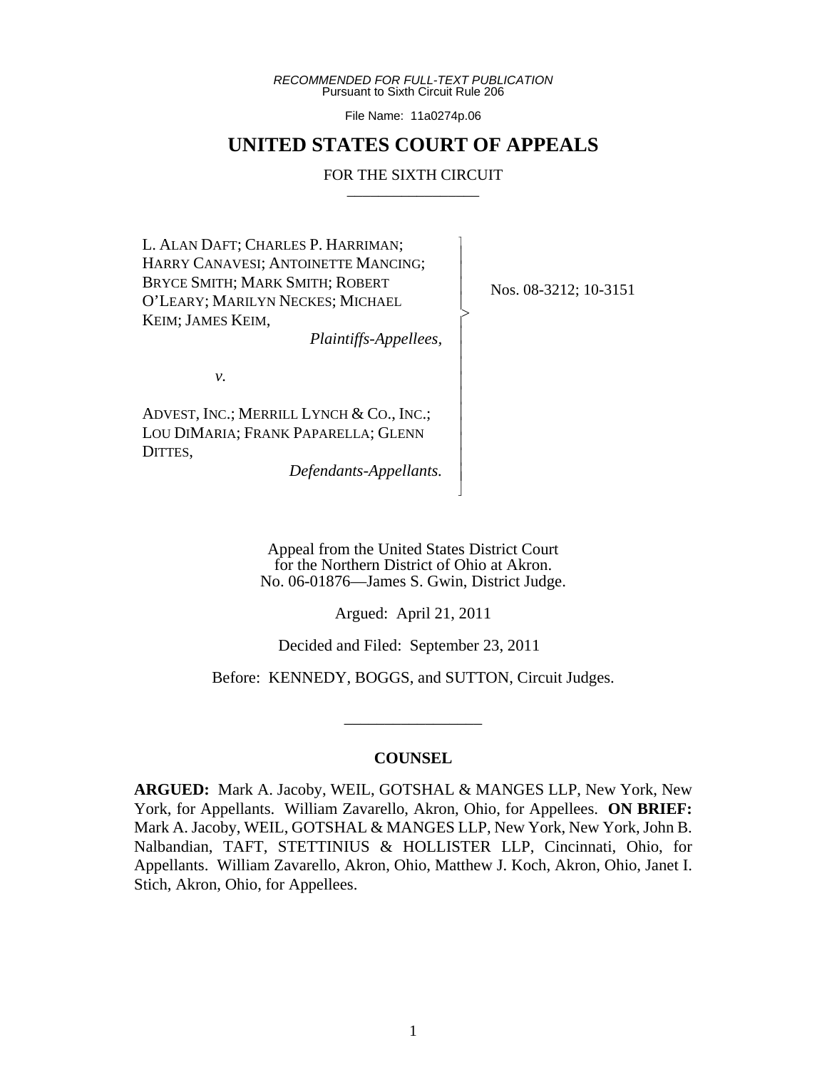*RECOMMENDED FOR FULL-TEXT PUBLICATION*
Pursuant to Sixth Circuit Rule 206

File Name: 11a0274p.06

# UNITED STATES COURT OF APPEALS

FOR THE SIXTH CIRCUIT

L. ALAN DAFT; CHARLES P. HARRIMAN; HARRY CANAVESI; ANTOINETTE MANCING; BRYCE SMITH; MARK SMITH; ROBERT O'LEARY; MARILYN NECKES; MICHAEL KEIM; JAMES KEIM,

*Plaintiffs-Appellees,*

*v.*

ADVEST, INC.; MERRILL LYNCH & CO., INC.; LOU DIMARIA; FRANK PAPARELLA; GLENN DITTES,

*Defendants-Appellants.*

Nos. 08-3212; 10-3151

Appeal from the United States District Court
for the Northern District of Ohio at Akron.
No. 06-01876—James S. Gwin, District Judge.

Argued: April 21, 2011

Decided and Filed: September 23, 2011

Before: KENNEDY, BOGGS, and SUTTON, Circuit Judges.

## COUNSEL

**ARGUED:** Mark A. Jacoby, WEIL, GOTSHAL & MANGES LLP, New York, New York, for Appellants. William Zavarello, Akron, Ohio, for Appellees. **ON BRIEF:** Mark A. Jacoby, WEIL, GOTSHAL & MANGES LLP, New York, New York, John B. Nalbandian, TAFT, STETTINIUS & HOLLISTER LLP, Cincinnati, Ohio, for Appellants. William Zavarello, Akron, Ohio, Matthew J. Koch, Akron, Ohio, Janet I. Stich, Akron, Ohio, for Appellees.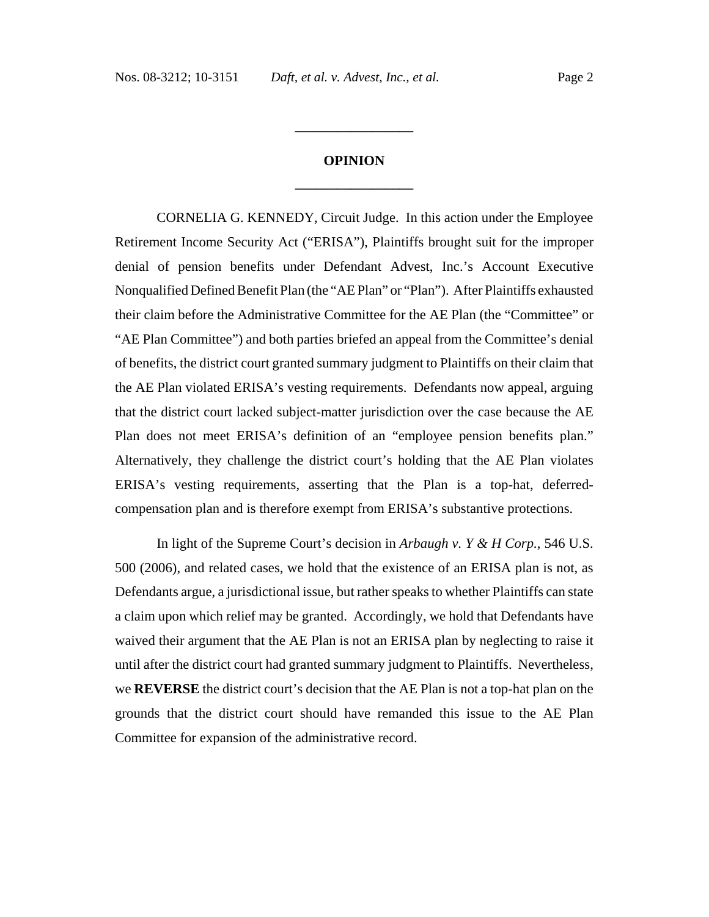## OPINION

CORNELIA G. KENNEDY, Circuit Judge. In this action under the Employee Retirement Income Security Act ("ERISA"), Plaintiffs brought suit for the improper denial of pension benefits under Defendant Advest, Inc.'s Account Executive Nonqualified Defined Benefit Plan (the "AE Plan" or "Plan"). After Plaintiffs exhausted their claim before the Administrative Committee for the AE Plan (the "Committee" or "AE Plan Committee") and both parties briefed an appeal from the Committee's denial of benefits, the district court granted summary judgment to Plaintiffs on their claim that the AE Plan violated ERISA's vesting requirements. Defendants now appeal, arguing that the district court lacked subject-matter jurisdiction over the case because the AE Plan does not meet ERISA's definition of an "employee pension benefits plan." Alternatively, they challenge the district court's holding that the AE Plan violates ERISA's vesting requirements, asserting that the Plan is a top-hat, deferred-compensation plan and is therefore exempt from ERISA's substantive protections.

In light of the Supreme Court's decision in *Arbaugh v. Y & H Corp.*, 546 U.S. 500 (2006), and related cases, we hold that the existence of an ERISA plan is not, as Defendants argue, a jurisdictional issue, but rather speaks to whether Plaintiffs can state a claim upon which relief may be granted. Accordingly, we hold that Defendants have waived their argument that the AE Plan is not an ERISA plan by neglecting to raise it until after the district court had granted summary judgment to Plaintiffs. Nevertheless, we **REVERSE** the district court's decision that the AE Plan is not a top-hat plan on the grounds that the district court should have remanded this issue to the AE Plan Committee for expansion of the administrative record.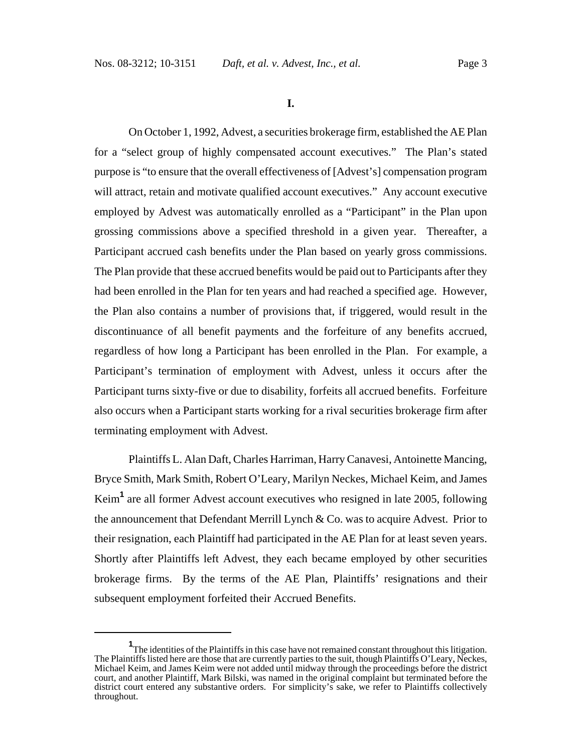## I.

On October 1, 1992, Advest, a securities brokerage firm, established the AE Plan for a "select group of highly compensated account executives." The Plan's stated purpose is "to ensure that the overall effectiveness of [Advest's] compensation program will attract, retain and motivate qualified account executives." Any account executive employed by Advest was automatically enrolled as a "Participant" in the Plan upon grossing commissions above a specified threshold in a given year. Thereafter, a Participant accrued cash benefits under the Plan based on yearly gross commissions. The Plan provide that these accrued benefits would be paid out to Participants after they had been enrolled in the Plan for ten years and had reached a specified age. However, the Plan also contains a number of provisions that, if triggered, would result in the discontinuance of all benefit payments and the forfeiture of any benefits accrued, regardless of how long a Participant has been enrolled in the Plan. For example, a Participant's termination of employment with Advest, unless it occurs after the Participant turns sixty-five or due to disability, forfeits all accrued benefits. Forfeiture also occurs when a Participant starts working for a rival securities brokerage firm after terminating employment with Advest.

Plaintiffs L. Alan Daft, Charles Harriman, Harry Canavesi, Antoinette Mancing, Bryce Smith, Mark Smith, Robert O'Leary, Marilyn Neckes, Michael Keim, and James Keim[1] are all former Advest account executives who resigned in late 2005, following the announcement that Defendant Merrill Lynch & Co. was to acquire Advest. Prior to their resignation, each Plaintiff had participated in the AE Plan for at least seven years. Shortly after Plaintiffs left Advest, they each became employed by other securities brokerage firms. By the terms of the AE Plan, Plaintiffs' resignations and their subsequent employment forfeited their Accrued Benefits.

---

[1] The identities of the Plaintiffs in this case have not remained constant throughout this litigation. The Plaintiffs listed here are those that are currently parties to the suit, though Plaintiffs O'Leary, Neckes, Michael Keim, and James Keim were not added until midway through the proceedings before the district court, and another Plaintiff, Mark Bilski, was named in the original complaint but terminated before the district court entered any substantive orders. For simplicity's sake, we refer to Plaintiffs collectively throughout.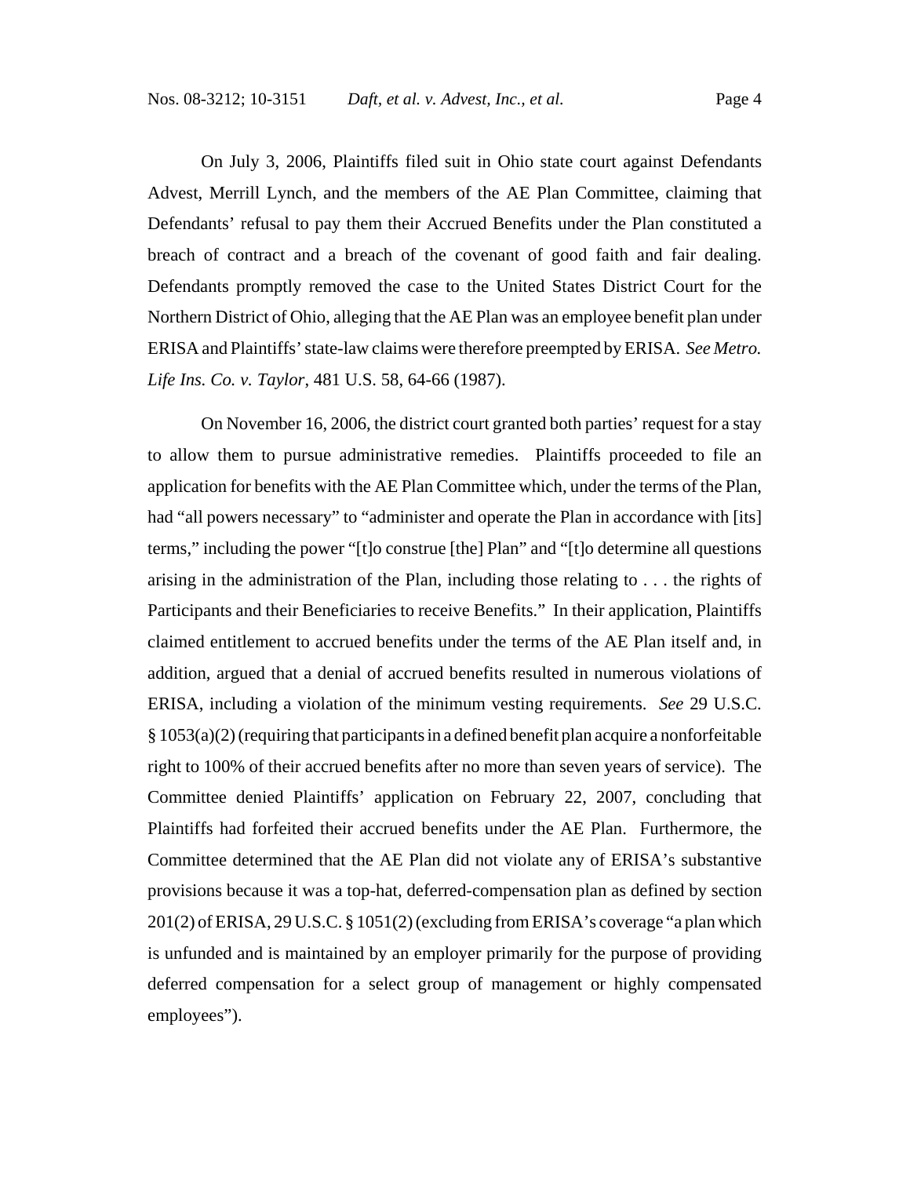On July 3, 2006, Plaintiffs filed suit in Ohio state court against Defendants Advest, Merrill Lynch, and the members of the AE Plan Committee, claiming that Defendants' refusal to pay them their Accrued Benefits under the Plan constituted a breach of contract and a breach of the covenant of good faith and fair dealing. Defendants promptly removed the case to the United States District Court for the Northern District of Ohio, alleging that the AE Plan was an employee benefit plan under ERISA and Plaintiffs' state-law claims were therefore preempted by ERISA. *See Metro. Life Ins. Co. v. Taylor*, 481 U.S. 58, 64-66 (1987).

On November 16, 2006, the district court granted both parties' request for a stay to allow them to pursue administrative remedies. Plaintiffs proceeded to file an application for benefits with the AE Plan Committee which, under the terms of the Plan, had "all powers necessary" to "administer and operate the Plan in accordance with [its] terms," including the power "[t]o construe [the] Plan" and "[t]o determine all questions arising in the administration of the Plan, including those relating to . . . the rights of Participants and their Beneficiaries to receive Benefits." In their application, Plaintiffs claimed entitlement to accrued benefits under the terms of the AE Plan itself and, in addition, argued that a denial of accrued benefits resulted in numerous violations of ERISA, including a violation of the minimum vesting requirements. *See* 29 U.S.C. § 1053(a)(2) (requiring that participants in a defined benefit plan acquire a nonforfeitable right to 100% of their accrued benefits after no more than seven years of service). The Committee denied Plaintiffs' application on February 22, 2007, concluding that Plaintiffs had forfeited their accrued benefits under the AE Plan. Furthermore, the Committee determined that the AE Plan did not violate any of ERISA's substantive provisions because it was a top-hat, deferred-compensation plan as defined by section 201(2) of ERISA, 29 U.S.C. § 1051(2) (excluding from ERISA's coverage "a plan which is unfunded and is maintained by an employer primarily for the purpose of providing deferred compensation for a select group of management or highly compensated employees").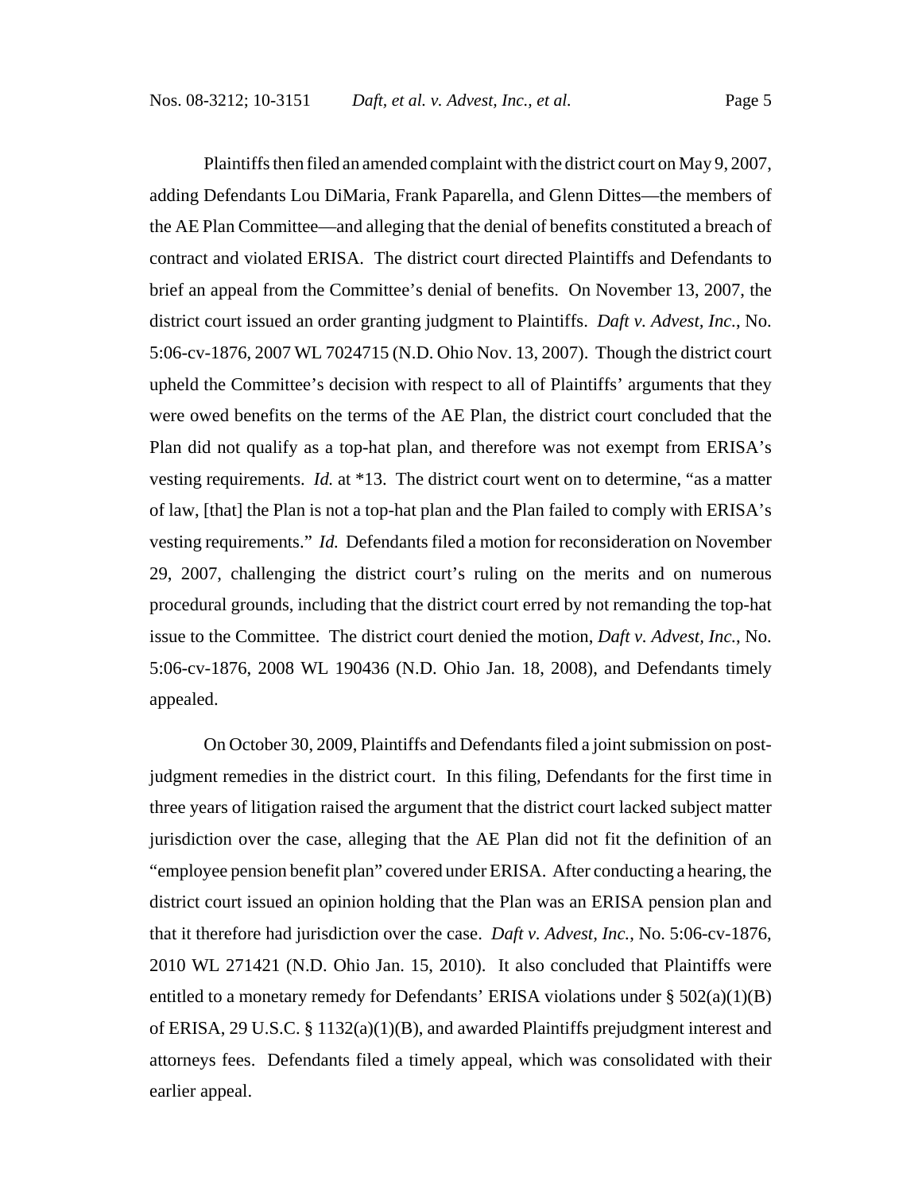Plaintiffs then filed an amended complaint with the district court on May 9, 2007, adding Defendants Lou DiMaria, Frank Paparella, and Glenn Dittes—the members of the AE Plan Committee—and alleging that the denial of benefits constituted a breach of contract and violated ERISA. The district court directed Plaintiffs and Defendants to brief an appeal from the Committee's denial of benefits. On November 13, 2007, the district court issued an order granting judgment to Plaintiffs. *Daft v. Advest, Inc.*, No. 5:06-cv-1876, 2007 WL 7024715 (N.D. Ohio Nov. 13, 2007). Though the district court upheld the Committee's decision with respect to all of Plaintiffs' arguments that they were owed benefits on the terms of the AE Plan, the district court concluded that the Plan did not qualify as a top-hat plan, and therefore was not exempt from ERISA's vesting requirements. *Id.* at *13. The district court went on to determine, "as a matter of law, [that] the Plan is not a top-hat plan and the Plan failed to comply with ERISA's vesting requirements." *Id.* Defendants filed a motion for reconsideration on November 29, 2007, challenging the district court's ruling on the merits and on numerous procedural grounds, including that the district court erred by not remanding the top-hat issue to the Committee. The district court denied the motion, *Daft v. Advest, Inc.*, No. 5:06-cv-1876, 2008 WL 190436 (N.D. Ohio Jan. 18, 2008), and Defendants timely appealed.

On October 30, 2009, Plaintiffs and Defendants filed a joint submission on post-judgment remedies in the district court. In this filing, Defendants for the first time in three years of litigation raised the argument that the district court lacked subject matter jurisdiction over the case, alleging that the AE Plan did not fit the definition of an "employee pension benefit plan" covered under ERISA. After conducting a hearing, the district court issued an opinion holding that the Plan was an ERISA pension plan and that it therefore had jurisdiction over the case. *Daft v. Advest, Inc.*, No. 5:06-cv-1876, 2010 WL 271421 (N.D. Ohio Jan. 15, 2010). It also concluded that Plaintiffs were entitled to a monetary remedy for Defendants' ERISA violations under § 502(a)(1)(B) of ERISA, 29 U.S.C. § 1132(a)(1)(B), and awarded Plaintiffs prejudgment interest and attorneys fees. Defendants filed a timely appeal, which was consolidated with their earlier appeal.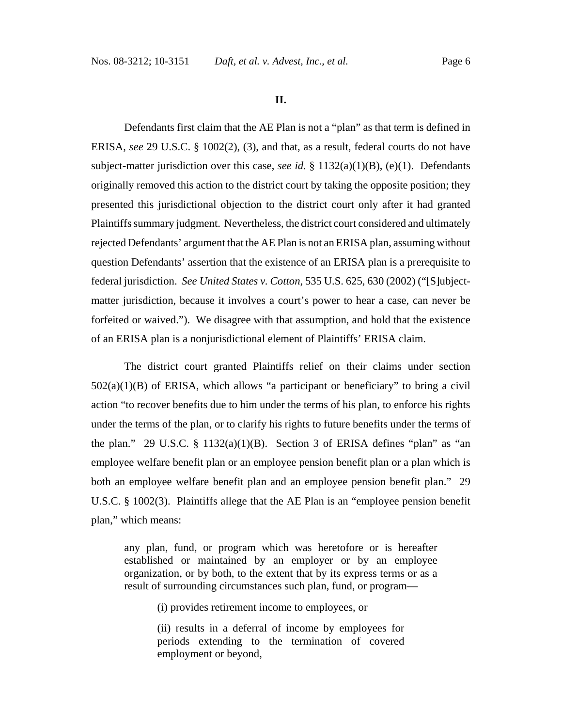**II.**

Defendants first claim that the AE Plan is not a "plan" as that term is defined in ERISA, *see* 29 U.S.C. § 1002(2), (3), and that, as a result, federal courts do not have subject-matter jurisdiction over this case, *see id.* § 1132(a)(1)(B), (e)(1). Defendants originally removed this action to the district court by taking the opposite position; they presented this jurisdictional objection to the district court only after it had granted Plaintiffs summary judgment. Nevertheless, the district court considered and ultimately rejected Defendants' argument that the AE Plan is not an ERISA plan, assuming without question Defendants' assertion that the existence of an ERISA plan is a prerequisite to federal jurisdiction. *See United States v. Cotton*, 535 U.S. 625, 630 (2002) ("[S]ubject-matter jurisdiction, because it involves a court's power to hear a case, can never be forfeited or waived."). We disagree with that assumption, and hold that the existence of an ERISA plan is a nonjurisdictional element of Plaintiffs' ERISA claim.

The district court granted Plaintiffs relief on their claims under section 502(a)(1)(B) of ERISA, which allows "a participant or beneficiary" to bring a civil action "to recover benefits due to him under the terms of his plan, to enforce his rights under the terms of the plan, or to clarify his rights to future benefits under the terms of the plan." 29 U.S.C. § 1132(a)(1)(B). Section 3 of ERISA defines "plan" as "an employee welfare benefit plan or an employee pension benefit plan or a plan which is both an employee welfare benefit plan and an employee pension benefit plan." 29 U.S.C. § 1002(3). Plaintiffs allege that the AE Plan is an "employee pension benefit plan," which means:

> any plan, fund, or program which was heretofore or is hereafter established or maintained by an employer or by an employee organization, or by both, to the extent that by its express terms or as a result of surrounding circumstances such plan, fund, or program—
>
> (i) provides retirement income to employees, or
>
> (ii) results in a deferral of income by employees for periods extending to the termination of covered employment or beyond,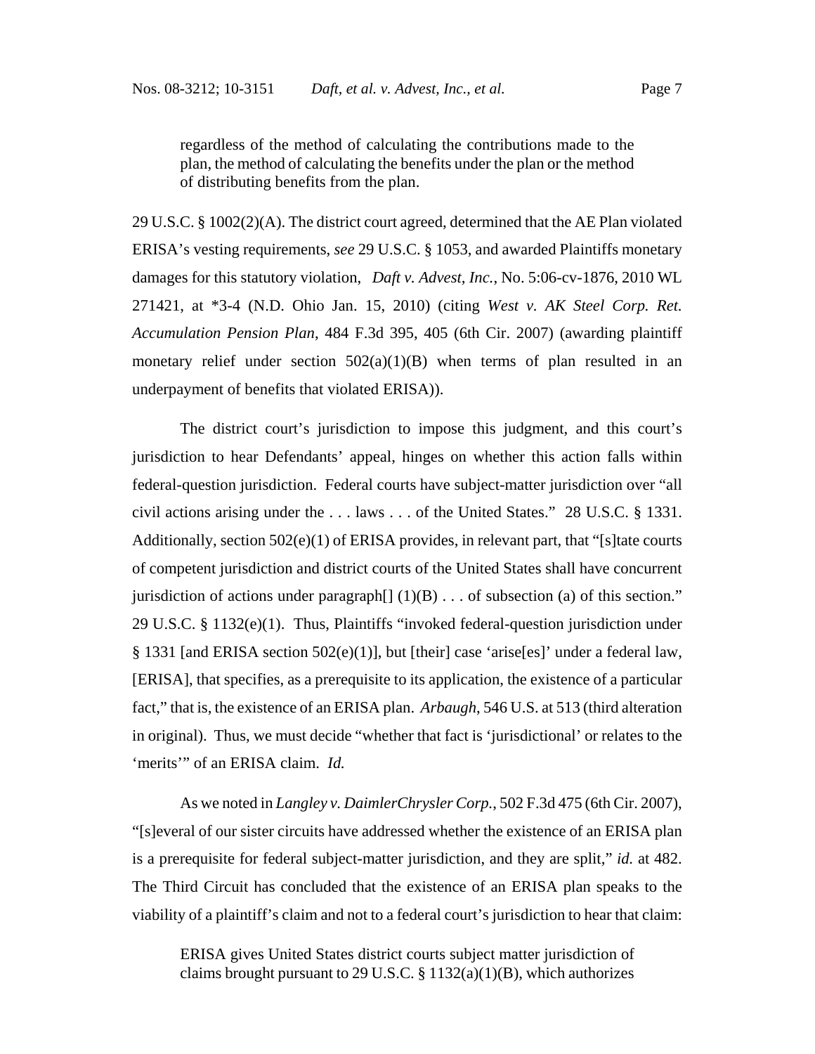> regardless of the method of calculating the contributions made to the plan, the method of calculating the benefits under the plan or the method of distributing benefits from the plan.

29 U.S.C. § 1002(2)(A). The district court agreed, determined that the AE Plan violated ERISA's vesting requirements, *see* 29 U.S.C. § 1053, and awarded Plaintiffs monetary damages for this statutory violation, *Daft v. Advest, Inc.*, No. 5:06-cv-1876, 2010 WL 271421, at *3-4 (N.D. Ohio Jan. 15, 2010) (citing *West v. AK Steel Corp. Ret. Accumulation Pension Plan*, 484 F.3d 395, 405 (6th Cir. 2007) (awarding plaintiff monetary relief under section 502(a)(1)(B) when terms of plan resulted in an underpayment of benefits that violated ERISA)).

The district court's jurisdiction to impose this judgment, and this court's jurisdiction to hear Defendants' appeal, hinges on whether this action falls within federal-question jurisdiction. Federal courts have subject-matter jurisdiction over "all civil actions arising under the . . . laws . . . of the United States." 28 U.S.C. § 1331. Additionally, section 502(e)(1) of ERISA provides, in relevant part, that "[s]tate courts of competent jurisdiction and district courts of the United States shall have concurrent jurisdiction of actions under paragraph[] (1)(B) . . . of subsection (a) of this section." 29 U.S.C. § 1132(e)(1). Thus, Plaintiffs "invoked federal-question jurisdiction under § 1331 [and ERISA section 502(e)(1)], but [their] case 'arise[es]' under a federal law, [ERISA], that specifies, as a prerequisite to its application, the existence of a particular fact," that is, the existence of an ERISA plan. *Arbaugh*, 546 U.S. at 513 (third alteration in original). Thus, we must decide "whether that fact is 'jurisdictional' or relates to the 'merits'" of an ERISA claim. *Id.*

As we noted in *Langley v. DaimlerChrysler Corp.*, 502 F.3d 475 (6th Cir. 2007), "[s]everal of our sister circuits have addressed whether the existence of an ERISA plan is a prerequisite for federal subject-matter jurisdiction, and they are split," *id.* at 482. The Third Circuit has concluded that the existence of an ERISA plan speaks to the viability of a plaintiff's claim and not to a federal court's jurisdiction to hear that claim:

> ERISA gives United States district courts subject matter jurisdiction of claims brought pursuant to 29 U.S.C. § 1132(a)(1)(B), which authorizes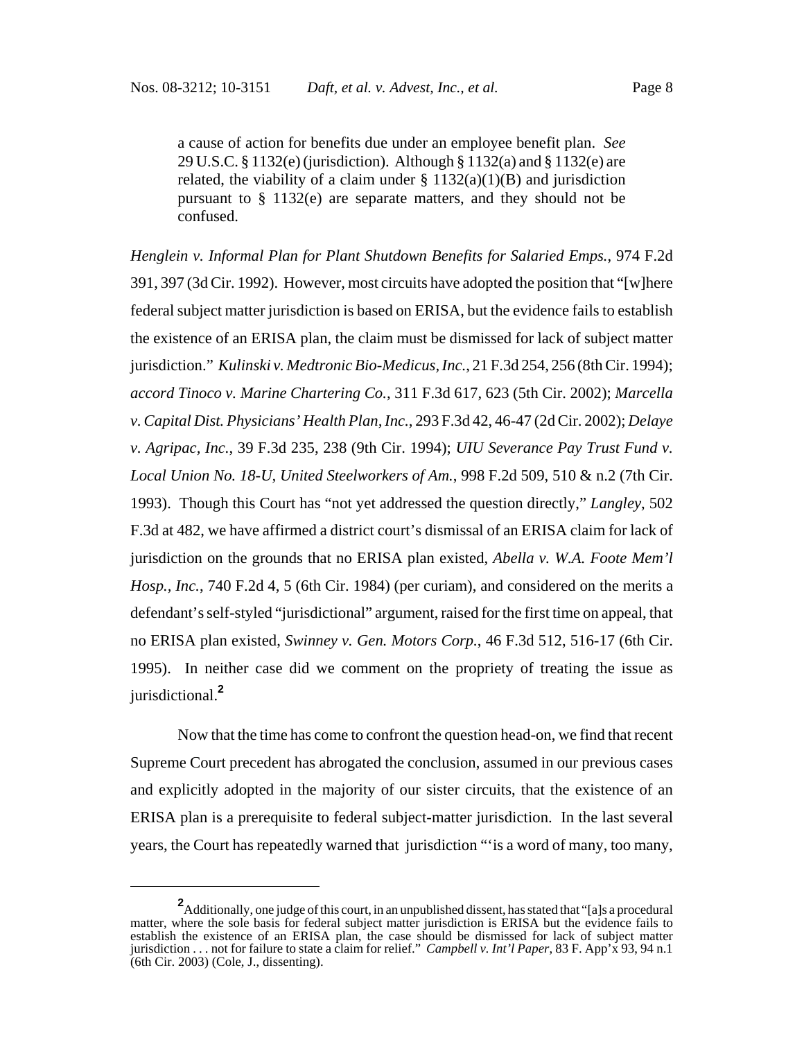> a cause of action for benefits due under an employee benefit plan. *See* 29 U.S.C. § 1132(e) (jurisdiction). Although § 1132(a) and § 1132(e) are related, the viability of a claim under § 1132(a)(1)(B) and jurisdiction pursuant to § 1132(e) are separate matters, and they should not be confused.

*Henglein v. Informal Plan for Plant Shutdown Benefits for Salaried Emps.*, 974 F.2d 391, 397 (3d Cir. 1992). However, most circuits have adopted the position that "[w]here federal subject matter jurisdiction is based on ERISA, but the evidence fails to establish the existence of an ERISA plan, the claim must be dismissed for lack of subject matter jurisdiction." *Kulinski v. Medtronic Bio-Medicus, Inc.*, 21 F.3d 254, 256 (8th Cir. 1994); *accord Tinoco v. Marine Chartering Co.*, 311 F.3d 617, 623 (5th Cir. 2002); *Marcella v. Capital Dist. Physicians' Health Plan, Inc.*, 293 F.3d 42, 46-47 (2d Cir. 2002); *Delaye v. Agripac, Inc.*, 39 F.3d 235, 238 (9th Cir. 1994); *UIU Severance Pay Trust Fund v. Local Union No. 18-U, United Steelworkers of Am.*, 998 F.2d 509, 510 & n.2 (7th Cir. 1993). Though this Court has "not yet addressed the question directly," *Langley*, 502 F.3d at 482, we have affirmed a district court's dismissal of an ERISA claim for lack of jurisdiction on the grounds that no ERISA plan existed, *Abella v. W.A. Foote Mem'l Hosp., Inc.*, 740 F.2d 4, 5 (6th Cir. 1984) (per curiam), and considered on the merits a defendant's self-styled "jurisdictional" argument, raised for the first time on appeal, that no ERISA plan existed, *Swinney v. Gen. Motors Corp.*, 46 F.3d 512, 516-17 (6th Cir. 1995). In neither case did we comment on the propriety of treating the issue as jurisdictional.[2]

Now that the time has come to confront the question head-on, we find that recent Supreme Court precedent has abrogated the conclusion, assumed in our previous cases and explicitly adopted in the majority of our sister circuits, that the existence of an ERISA plan is a prerequisite to federal subject-matter jurisdiction. In the last several years, the Court has repeatedly warned that jurisdiction "'is a word of many, too many,

---

[2] Additionally, one judge of this court, in an unpublished dissent, has stated that "[a]s a procedural matter, where the sole basis for federal subject matter jurisdiction is ERISA but the evidence fails to establish the existence of an ERISA plan, the case should be dismissed for lack of subject matter jurisdiction . . . not for failure to state a claim for relief." *Campbell v. Int'l Paper*, 83 F. App'x 93, 94 n.1 (6th Cir. 2003) (Cole, J., dissenting).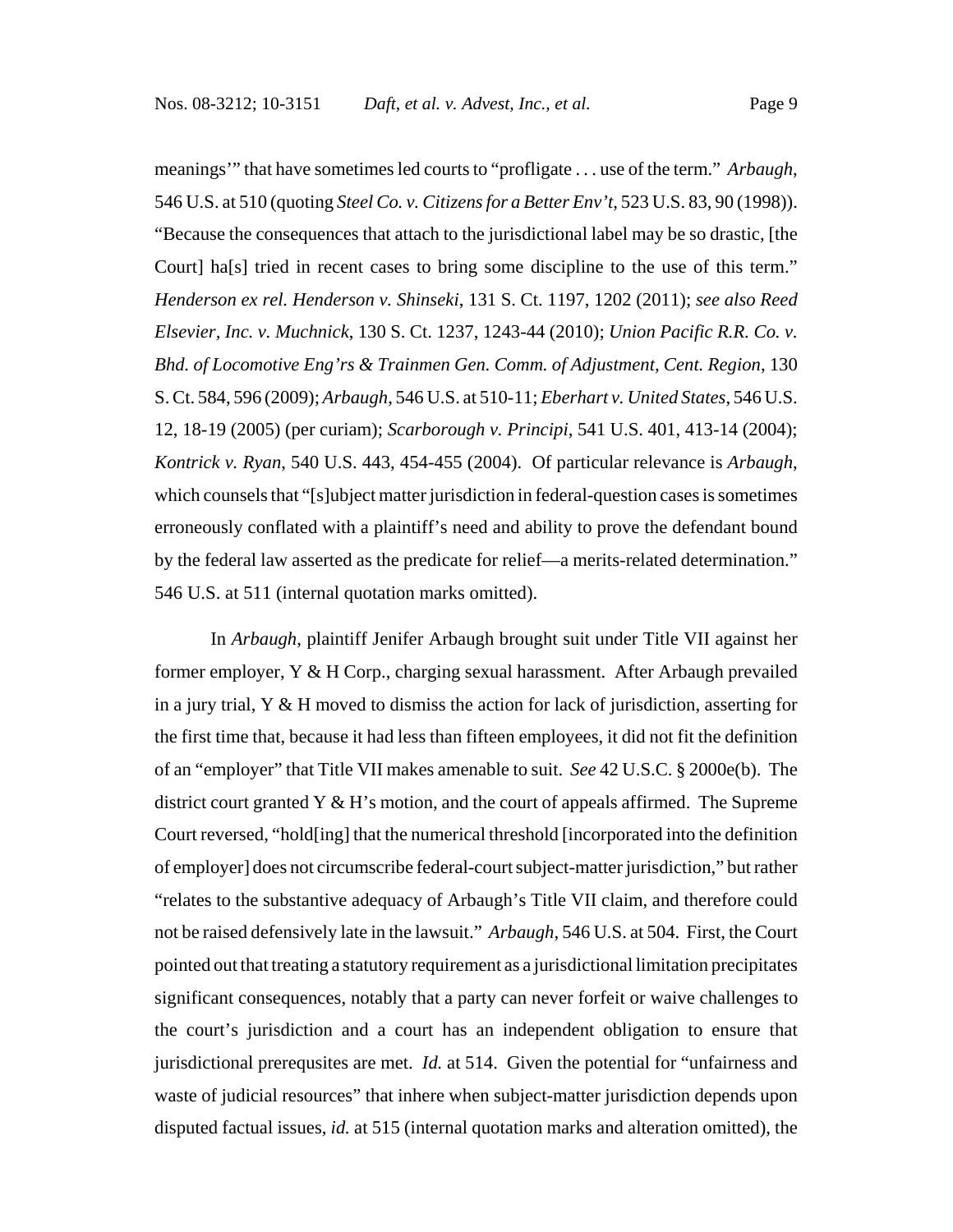meanings'" that have sometimes led courts to "profligate . . . use of the term." *Arbaugh*, 546 U.S. at 510 (quoting *Steel Co. v. Citizens for a Better Env't*, 523 U.S. 83, 90 (1998)). "Because the consequences that attach to the jurisdictional label may be so drastic, [the Court] ha[s] tried in recent cases to bring some discipline to the use of this term." *Henderson ex rel. Henderson v. Shinseki*, 131 S. Ct. 1197, 1202 (2011); *see also Reed Elsevier, Inc. v. Muchnick*, 130 S. Ct. 1237, 1243-44 (2010); *Union Pacific R.R. Co. v. Bhd. of Locomotive Eng'rs & Trainmen Gen. Comm. of Adjustment, Cent. Region*, 130 S. Ct. 584, 596 (2009); *Arbaugh*, 546 U.S. at 510-11; *Eberhart v. United States*, 546 U.S. 12, 18-19 (2005) (per curiam); *Scarborough v. Principi*, 541 U.S. 401, 413-14 (2004); *Kontrick v. Ryan*, 540 U.S. 443, 454-455 (2004). Of particular relevance is *Arbaugh*, which counsels that "[s]ubject matter jurisdiction in federal-question cases is sometimes erroneously conflated with a plaintiff's need and ability to prove the defendant bound by the federal law asserted as the predicate for relief—a merits-related determination." 546 U.S. at 511 (internal quotation marks omitted).

In *Arbaugh*, plaintiff Jenifer Arbaugh brought suit under Title VII against her former employer, Y & H Corp., charging sexual harassment. After Arbaugh prevailed in a jury trial, Y & H moved to dismiss the action for lack of jurisdiction, asserting for the first time that, because it had less than fifteen employees, it did not fit the definition of an "employer" that Title VII makes amenable to suit. *See* 42 U.S.C. § 2000e(b). The district court granted Y & H's motion, and the court of appeals affirmed. The Supreme Court reversed, "hold[ing] that the numerical threshold [incorporated into the definition of employer] does not circumscribe federal-court subject-matter jurisdiction," but rather "relates to the substantive adequacy of Arbaugh's Title VII claim, and therefore could not be raised defensively late in the lawsuit." *Arbaugh*, 546 U.S. at 504. First, the Court pointed out that treating a statutory requirement as a jurisdictional limitation precipitates significant consequences, notably that a party can never forfeit or waive challenges to the court's jurisdiction and a court has an independent obligation to ensure that jurisdictional prerequsites are met. *Id.* at 514. Given the potential for "unfairness and waste of judicial resources" that inhere when subject-matter jurisdiction depends upon disputed factual issues, *id.* at 515 (internal quotation marks and alteration omitted), the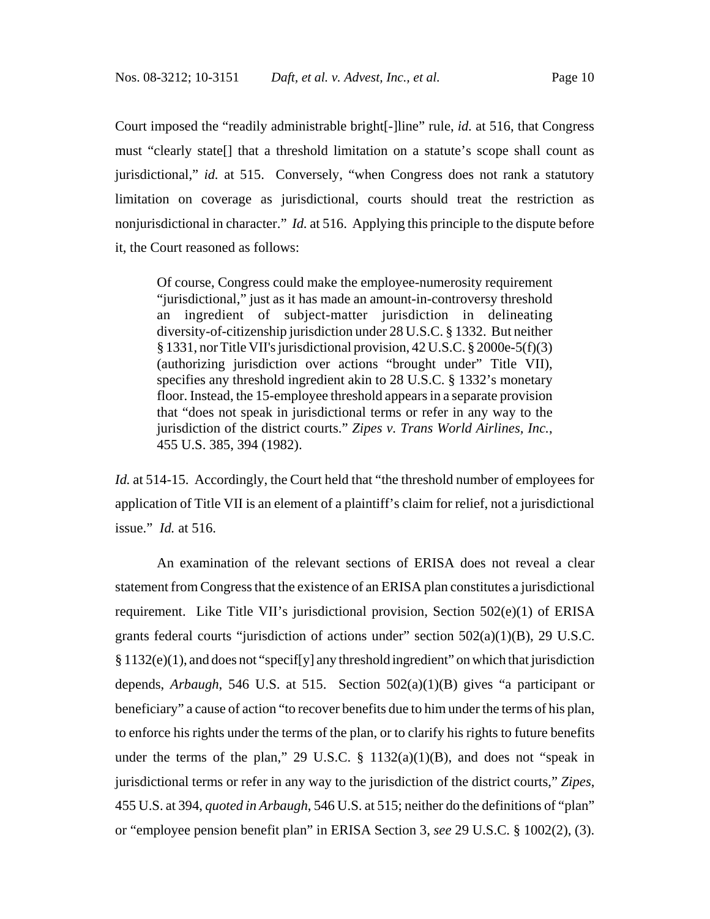Court imposed the "readily administrable bright[-]line" rule, *id.* at 516, that Congress must "clearly state[] that a threshold limitation on a statute's scope shall count as jurisdictional," *id.* at 515. Conversely, "when Congress does not rank a statutory limitation on coverage as jurisdictional, courts should treat the restriction as nonjurisdictional in character." *Id.* at 516. Applying this principle to the dispute before it, the Court reasoned as follows:

> Of course, Congress could make the employee-numerosity requirement "jurisdictional," just as it has made an amount-in-controversy threshold an ingredient of subject-matter jurisdiction in delineating diversity-of-citizenship jurisdiction under 28 U.S.C. § 1332. But neither § 1331, nor Title VII's jurisdictional provision, 42 U.S.C. § 2000e-5(f)(3) (authorizing jurisdiction over actions "brought under" Title VII), specifies any threshold ingredient akin to 28 U.S.C. § 1332's monetary floor. Instead, the 15-employee threshold appears in a separate provision that "does not speak in jurisdictional terms or refer in any way to the jurisdiction of the district courts." *Zipes v. Trans World Airlines, Inc.*, 455 U.S. 385, 394 (1982).

*Id.* at 514-15. Accordingly, the Court held that "the threshold number of employees for application of Title VII is an element of a plaintiff's claim for relief, not a jurisdictional issue." *Id.* at 516.

An examination of the relevant sections of ERISA does not reveal a clear statement from Congress that the existence of an ERISA plan constitutes a jurisdictional requirement. Like Title VII's jurisdictional provision, Section 502(e)(1) of ERISA grants federal courts "jurisdiction of actions under" section 502(a)(1)(B), 29 U.S.C. § 1132(e)(1), and does not "specif[y] any threshold ingredient" on which that jurisdiction depends, *Arbaugh*, 546 U.S. at 515. Section 502(a)(1)(B) gives "a participant or beneficiary" a cause of action "to recover benefits due to him under the terms of his plan, to enforce his rights under the terms of the plan, or to clarify his rights to future benefits under the terms of the plan," 29 U.S.C. § 1132(a)(1)(B), and does not "speak in jurisdictional terms or refer in any way to the jurisdiction of the district courts," *Zipes*, 455 U.S. at 394, *quoted in Arbaugh*, 546 U.S. at 515; neither do the definitions of "plan" or "employee pension benefit plan" in ERISA Section 3, *see* 29 U.S.C. § 1002(2), (3).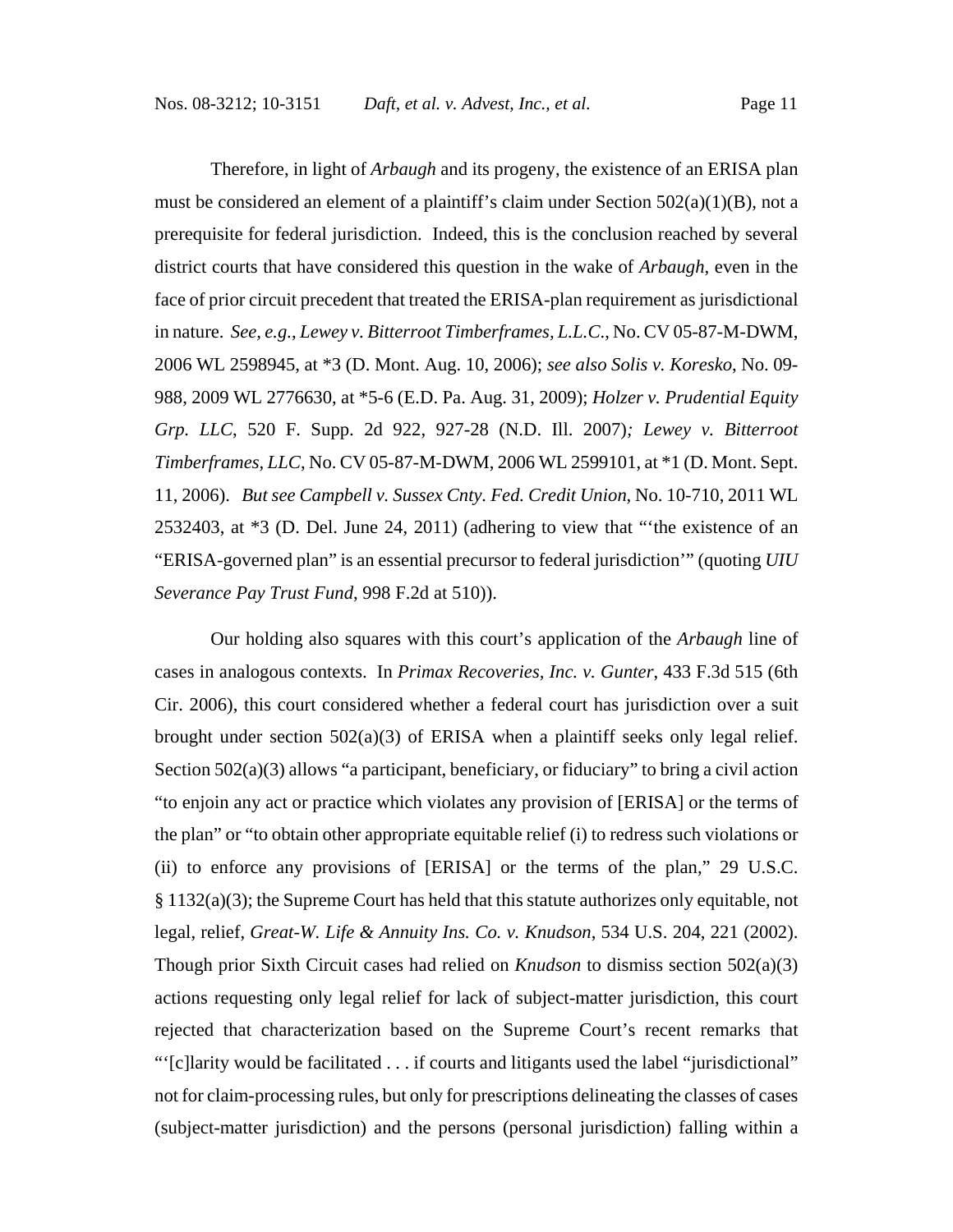Therefore, in light of *Arbaugh* and its progeny, the existence of an ERISA plan must be considered an element of a plaintiff's claim under Section 502(a)(1)(B), not a prerequisite for federal jurisdiction. Indeed, this is the conclusion reached by several district courts that have considered this question in the wake of *Arbaugh*, even in the face of prior circuit precedent that treated the ERISA-plan requirement as jurisdictional in nature. *See, e.g.*, *Lewey v. Bitterroot Timberframes, L.L.C.*, No. CV 05-87-M-DWM, 2006 WL 2598945, at *3 (D. Mont. Aug. 10, 2006); *see also Solis v. Koresko*, No. 09-988, 2009 WL 2776630, at *5-6 (E.D. Pa. Aug. 31, 2009); *Holzer v. Prudential Equity Grp. LLC*, 520 F. Supp. 2d 922, 927-28 (N.D. Ill. 2007)*; Lewey v. Bitterroot Timberframes, LLC*, No. CV 05-87-M-DWM, 2006 WL 2599101, at *1 (D. Mont. Sept. 11, 2006). *But see Campbell v. Sussex Cnty. Fed. Credit Union*, No. 10-710, 2011 WL 2532403, at *3 (D. Del. June 24, 2011) (adhering to view that "'the existence of an "ERISA-governed plan" is an essential precursor to federal jurisdiction'" (quoting *UIU Severance Pay Trust Fund*, 998 F.2d at 510)).

Our holding also squares with this court's application of the *Arbaugh* line of cases in analogous contexts. In *Primax Recoveries, Inc. v. Gunter*, 433 F.3d 515 (6th Cir. 2006), this court considered whether a federal court has jurisdiction over a suit brought under section 502(a)(3) of ERISA when a plaintiff seeks only legal relief. Section 502(a)(3) allows "a participant, beneficiary, or fiduciary" to bring a civil action "to enjoin any act or practice which violates any provision of [ERISA] or the terms of the plan" or "to obtain other appropriate equitable relief (i) to redress such violations or (ii) to enforce any provisions of [ERISA] or the terms of the plan," 29 U.S.C. § 1132(a)(3); the Supreme Court has held that this statute authorizes only equitable, not legal, relief, *Great-W. Life & Annuity Ins. Co. v. Knudson*, 534 U.S. 204, 221 (2002). Though prior Sixth Circuit cases had relied on *Knudson* to dismiss section 502(a)(3) actions requesting only legal relief for lack of subject-matter jurisdiction, this court rejected that characterization based on the Supreme Court's recent remarks that "'[c]larity would be facilitated . . . if courts and litigants used the label "jurisdictional" not for claim-processing rules, but only for prescriptions delineating the classes of cases (subject-matter jurisdiction) and the persons (personal jurisdiction) falling within a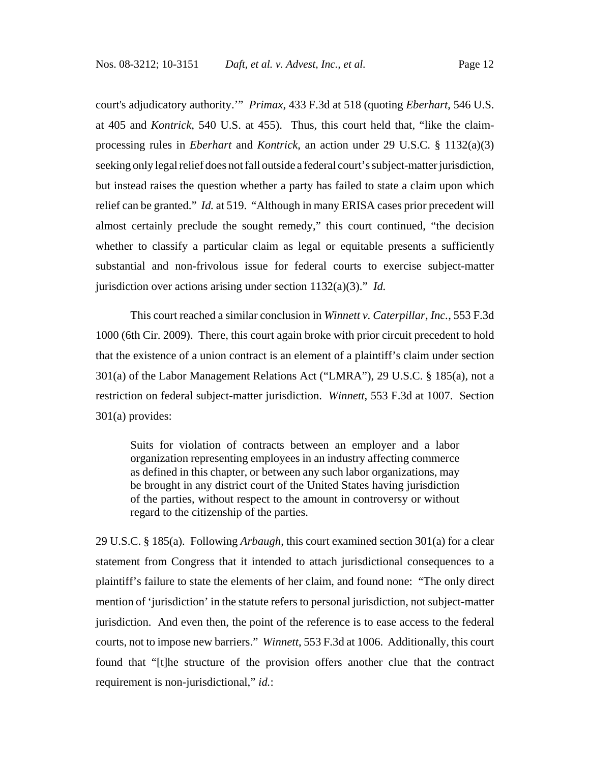court's adjudicatory authority.'" *Primax*, 433 F.3d at 518 (quoting *Eberhart*, 546 U.S. at 405 and *Kontrick*, 540 U.S. at 455). Thus, this court held that, "like the claim-processing rules in *Eberhart* and *Kontrick*, an action under 29 U.S.C. § 1132(a)(3) seeking only legal relief does not fall outside a federal court's subject-matter jurisdiction, but instead raises the question whether a party has failed to state a claim upon which relief can be granted." *Id.* at 519. "Although in many ERISA cases prior precedent will almost certainly preclude the sought remedy," this court continued, "the decision whether to classify a particular claim as legal or equitable presents a sufficiently substantial and non-frivolous issue for federal courts to exercise subject-matter jurisdiction over actions arising under section 1132(a)(3)." *Id.*

This court reached a similar conclusion in *Winnett v. Caterpillar, Inc.*, 553 F.3d 1000 (6th Cir. 2009). There, this court again broke with prior circuit precedent to hold that the existence of a union contract is an element of a plaintiff's claim under section 301(a) of the Labor Management Relations Act ("LMRA"), 29 U.S.C. § 185(a), not a restriction on federal subject-matter jurisdiction. *Winnett*, 553 F.3d at 1007. Section 301(a) provides:

> Suits for violation of contracts between an employer and a labor organization representing employees in an industry affecting commerce as defined in this chapter, or between any such labor organizations, may be brought in any district court of the United States having jurisdiction of the parties, without respect to the amount in controversy or without regard to the citizenship of the parties.

29 U.S.C. § 185(a). Following *Arbaugh*, this court examined section 301(a) for a clear statement from Congress that it intended to attach jurisdictional consequences to a plaintiff's failure to state the elements of her claim, and found none: "The only direct mention of 'jurisdiction' in the statute refers to personal jurisdiction, not subject-matter jurisdiction. And even then, the point of the reference is to ease access to the federal courts, not to impose new barriers." *Winnett*, 553 F.3d at 1006. Additionally, this court found that "[t]he structure of the provision offers another clue that the contract requirement is non-jurisdictional," *id.*: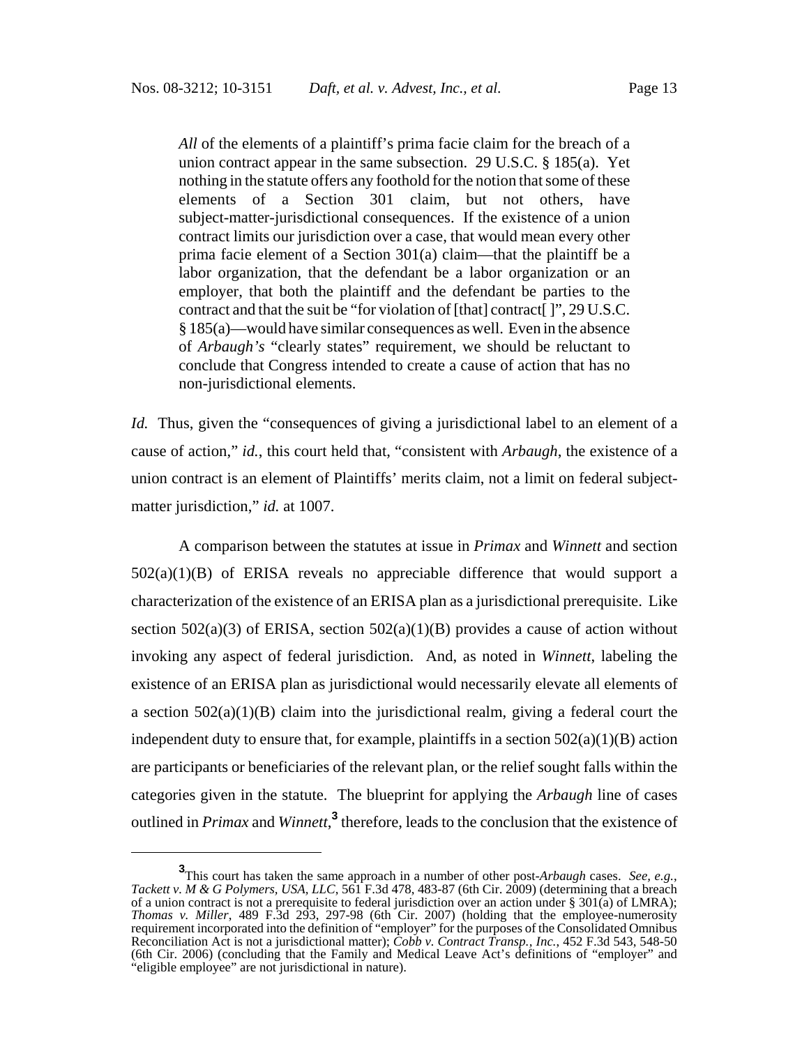> *All* of the elements of a plaintiff's prima facie claim for the breach of a union contract appear in the same subsection. 29 U.S.C. § 185(a). Yet nothing in the statute offers any foothold for the notion that some of these elements of a Section 301 claim, but not others, have subject-matter-jurisdictional consequences. If the existence of a union contract limits our jurisdiction over a case, that would mean every other prima facie element of a Section 301(a) claim—that the plaintiff be a labor organization, that the defendant be a labor organization or an employer, that both the plaintiff and the defendant be parties to the contract and that the suit be "for violation of [that] contract[ ]", 29 U.S.C. § 185(a)—would have similar consequences as well. Even in the absence of *Arbaugh's* "clearly states" requirement, we should be reluctant to conclude that Congress intended to create a cause of action that has no non-jurisdictional elements.

*Id.* Thus, given the "consequences of giving a jurisdictional label to an element of a cause of action," *id.*, this court held that, "consistent with *Arbaugh*, the existence of a union contract is an element of Plaintiffs' merits claim, not a limit on federal subject-matter jurisdiction," *id.* at 1007.

A comparison between the statutes at issue in *Primax* and *Winnett* and section 502(a)(1)(B) of ERISA reveals no appreciable difference that would support a characterization of the existence of an ERISA plan as a jurisdictional prerequisite. Like section 502(a)(3) of ERISA, section 502(a)(1)(B) provides a cause of action without invoking any aspect of federal jurisdiction. And, as noted in *Winnett*, labeling the existence of an ERISA plan as jurisdictional would necessarily elevate all elements of a section 502(a)(1)(B) claim into the jurisdictional realm, giving a federal court the independent duty to ensure that, for example, plaintiffs in a section 502(a)(1)(B) action are participants or beneficiaries of the relevant plan, or the relief sought falls within the categories given in the statute. The blueprint for applying the *Arbaugh* line of cases outlined in *Primax* and *Winnett*,[3] therefore, leads to the conclusion that the existence of

[3] This court has taken the same approach in a number of other post-*Arbaugh* cases. *See, e.g.*, *Tackett v. M & G Polymers, USA, LLC*, 561 F.3d 478, 483-87 (6th Cir. 2009) (determining that a breach of a union contract is not a prerequisite to federal jurisdiction over an action under § 301(a) of LMRA); *Thomas v. Miller*, 489 F.3d 293, 297-98 (6th Cir. 2007) (holding that the employee-numerosity requirement incorporated into the definition of "employer" for the purposes of the Consolidated Omnibus Reconciliation Act is not a jurisdictional matter); *Cobb v. Contract Transp., Inc.*, 452 F.3d 543, 548-50 (6th Cir. 2006) (concluding that the Family and Medical Leave Act's definitions of "employer" and "eligible employee" are not jurisdictional in nature).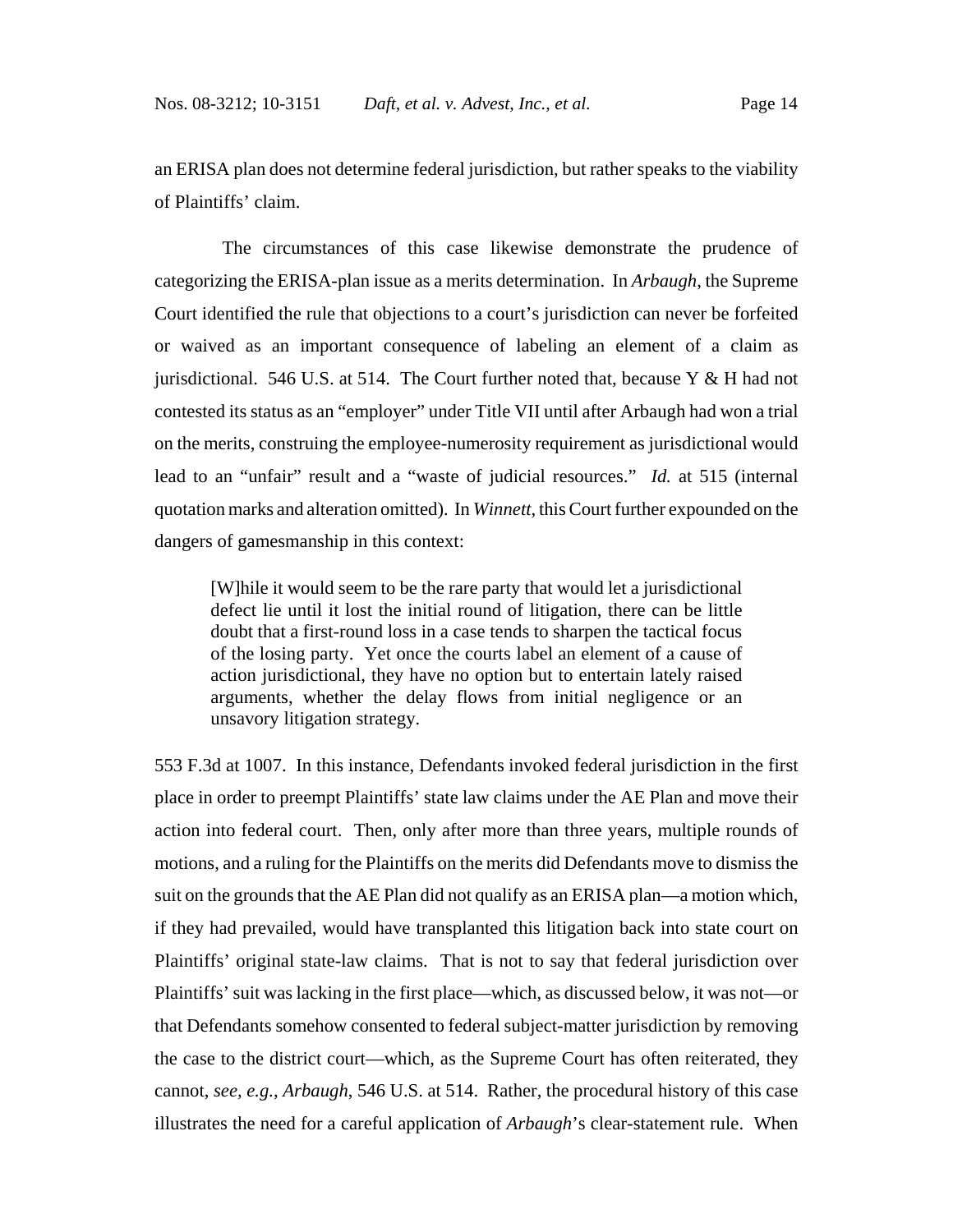an ERISA plan does not determine federal jurisdiction, but rather speaks to the viability of Plaintiffs' claim.

The circumstances of this case likewise demonstrate the prudence of categorizing the ERISA-plan issue as a merits determination. In *Arbaugh*, the Supreme Court identified the rule that objections to a court's jurisdiction can never be forfeited or waived as an important consequence of labeling an element of a claim as jurisdictional. 546 U.S. at 514. The Court further noted that, because Y & H had not contested its status as an "employer" under Title VII until after Arbaugh had won a trial on the merits, construing the employee-numerosity requirement as jurisdictional would lead to an "unfair" result and a "waste of judicial resources." *Id.* at 515 (internal quotation marks and alteration omitted). In *Winnett*, this Court further expounded on the dangers of gamesmanship in this context:

> [W]hile it would seem to be the rare party that would let a jurisdictional defect lie until it lost the initial round of litigation, there can be little doubt that a first-round loss in a case tends to sharpen the tactical focus of the losing party. Yet once the courts label an element of a cause of action jurisdictional, they have no option but to entertain lately raised arguments, whether the delay flows from initial negligence or an unsavory litigation strategy.

553 F.3d at 1007. In this instance, Defendants invoked federal jurisdiction in the first place in order to preempt Plaintiffs' state law claims under the AE Plan and move their action into federal court. Then, only after more than three years, multiple rounds of motions, and a ruling for the Plaintiffs on the merits did Defendants move to dismiss the suit on the grounds that the AE Plan did not qualify as an ERISA plan—a motion which, if they had prevailed, would have transplanted this litigation back into state court on Plaintiffs' original state-law claims. That is not to say that federal jurisdiction over Plaintiffs' suit was lacking in the first place—which, as discussed below, it was not—or that Defendants somehow consented to federal subject-matter jurisdiction by removing the case to the district court—which, as the Supreme Court has often reiterated, they cannot, *see, e.g.*, *Arbaugh*, 546 U.S. at 514. Rather, the procedural history of this case illustrates the need for a careful application of *Arbaugh*'s clear-statement rule. When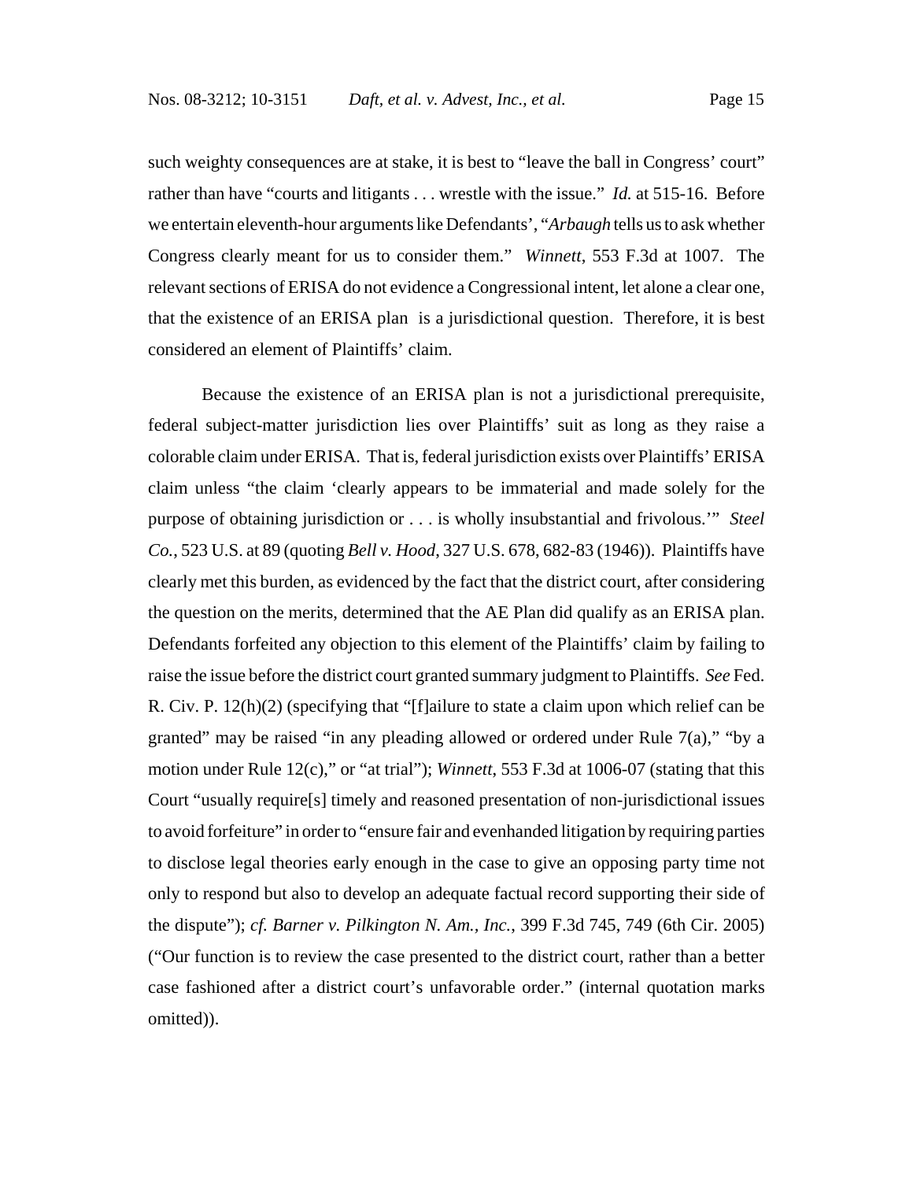such weighty consequences are at stake, it is best to "leave the ball in Congress' court" rather than have "courts and litigants . . . wrestle with the issue." *Id.* at 515-16. Before we entertain eleventh-hour arguments like Defendants', "*Arbaugh* tells us to ask whether Congress clearly meant for us to consider them." *Winnett*, 553 F.3d at 1007. The relevant sections of ERISA do not evidence a Congressional intent, let alone a clear one, that the existence of an ERISA plan is a jurisdictional question. Therefore, it is best considered an element of Plaintiffs' claim.

Because the existence of an ERISA plan is not a jurisdictional prerequisite, federal subject-matter jurisdiction lies over Plaintiffs' suit as long as they raise a colorable claim under ERISA. That is, federal jurisdiction exists over Plaintiffs' ERISA claim unless "the claim 'clearly appears to be immaterial and made solely for the purpose of obtaining jurisdiction or . . . is wholly insubstantial and frivolous.'" *Steel Co.*, 523 U.S. at 89 (quoting *Bell v. Hood*, 327 U.S. 678, 682-83 (1946)). Plaintiffs have clearly met this burden, as evidenced by the fact that the district court, after considering the question on the merits, determined that the AE Plan did qualify as an ERISA plan. Defendants forfeited any objection to this element of the Plaintiffs' claim by failing to raise the issue before the district court granted summary judgment to Plaintiffs. *See* Fed. R. Civ. P. 12(h)(2) (specifying that "[f]ailure to state a claim upon which relief can be granted" may be raised "in any pleading allowed or ordered under Rule 7(a)," "by a motion under Rule 12(c)," or "at trial"); *Winnett*, 553 F.3d at 1006-07 (stating that this Court "usually require[s] timely and reasoned presentation of non-jurisdictional issues to avoid forfeiture" in order to "ensure fair and evenhanded litigation by requiring parties to disclose legal theories early enough in the case to give an opposing party time not only to respond but also to develop an adequate factual record supporting their side of the dispute"); *cf. Barner v. Pilkington N. Am., Inc.*, 399 F.3d 745, 749 (6th Cir. 2005) ("Our function is to review the case presented to the district court, rather than a better case fashioned after a district court's unfavorable order." (internal quotation marks omitted)).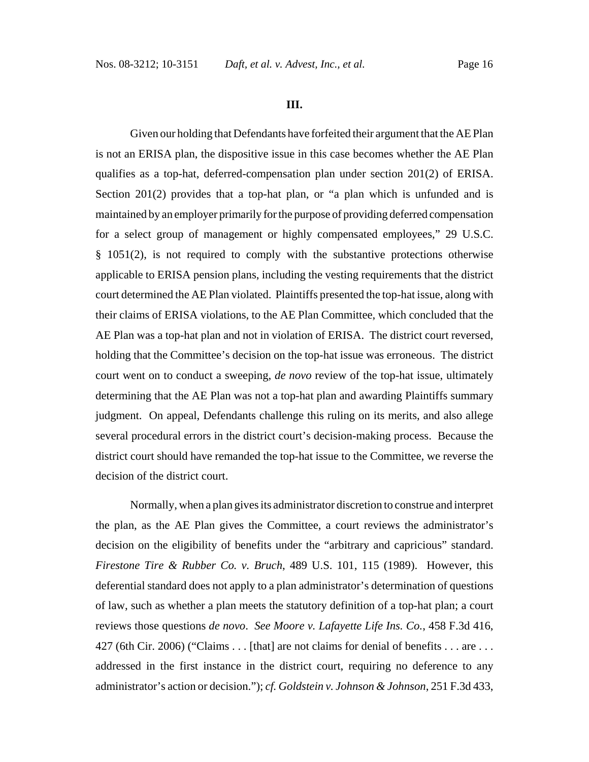## III.

Given our holding that Defendants have forfeited their argument that the AE Plan is not an ERISA plan, the dispositive issue in this case becomes whether the AE Plan qualifies as a top-hat, deferred-compensation plan under section 201(2) of ERISA. Section 201(2) provides that a top-hat plan, or "a plan which is unfunded and is maintained by an employer primarily for the purpose of providing deferred compensation for a select group of management or highly compensated employees," 29 U.S.C. § 1051(2), is not required to comply with the substantive protections otherwise applicable to ERISA pension plans, including the vesting requirements that the district court determined the AE Plan violated. Plaintiffs presented the top-hat issue, along with their claims of ERISA violations, to the AE Plan Committee, which concluded that the AE Plan was a top-hat plan and not in violation of ERISA. The district court reversed, holding that the Committee's decision on the top-hat issue was erroneous. The district court went on to conduct a sweeping, *de novo* review of the top-hat issue, ultimately determining that the AE Plan was not a top-hat plan and awarding Plaintiffs summary judgment. On appeal, Defendants challenge this ruling on its merits, and also allege several procedural errors in the district court's decision-making process. Because the district court should have remanded the top-hat issue to the Committee, we reverse the decision of the district court.

Normally, when a plan gives its administrator discretion to construe and interpret the plan, as the AE Plan gives the Committee, a court reviews the administrator's decision on the eligibility of benefits under the "arbitrary and capricious" standard. *Firestone Tire & Rubber Co. v. Bruch*, 489 U.S. 101, 115 (1989). However, this deferential standard does not apply to a plan administrator's determination of questions of law, such as whether a plan meets the statutory definition of a top-hat plan; a court reviews those questions *de novo*. *See Moore v. Lafayette Life Ins. Co.*, 458 F.3d 416, 427 (6th Cir. 2006) ("Claims . . . [that] are not claims for denial of benefits . . . are . . . addressed in the first instance in the district court, requiring no deference to any administrator's action or decision."); *cf. Goldstein v. Johnson & Johnson*, 251 F.3d 433,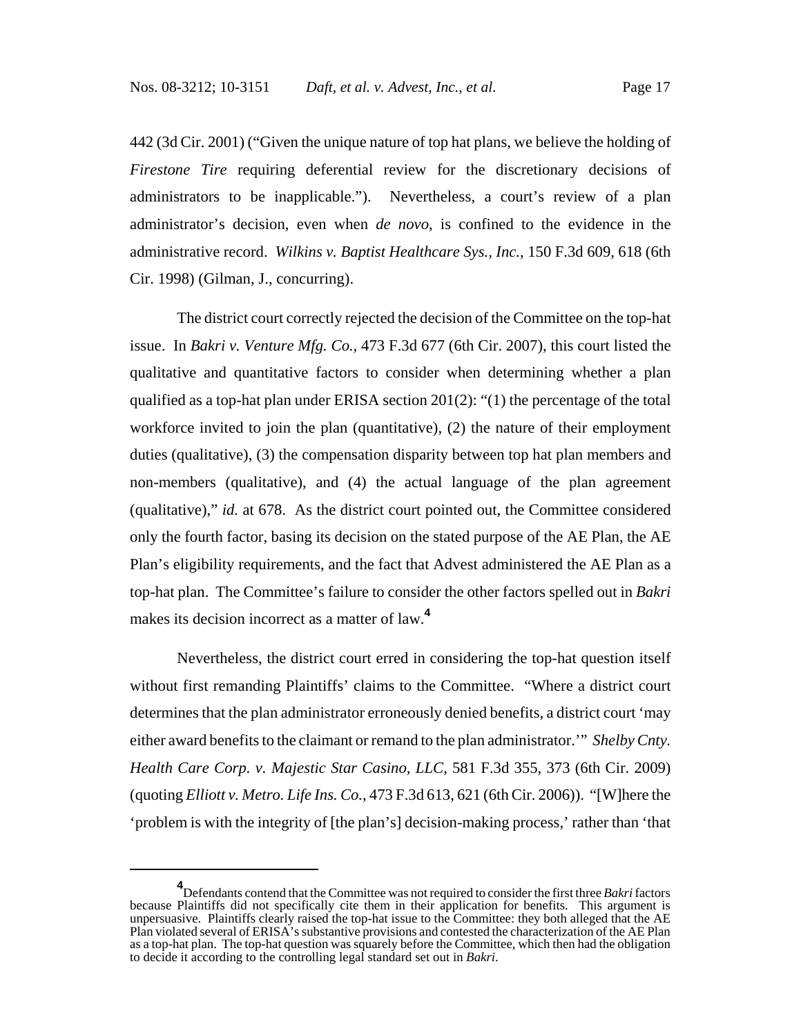442 (3d Cir. 2001) ("Given the unique nature of top hat plans, we believe the holding of *Firestone Tire* requiring deferential review for the discretionary decisions of administrators to be inapplicable."). Nevertheless, a court's review of a plan administrator's decision, even when *de novo*, is confined to the evidence in the administrative record. *Wilkins v. Baptist Healthcare Sys., Inc.*, 150 F.3d 609, 618 (6th Cir. 1998) (Gilman, J., concurring).

The district court correctly rejected the decision of the Committee on the top-hat issue. In *Bakri v. Venture Mfg. Co.*, 473 F.3d 677 (6th Cir. 2007), this court listed the qualitative and quantitative factors to consider when determining whether a plan qualified as a top-hat plan under ERISA section 201(2): "(1) the percentage of the total workforce invited to join the plan (quantitative), (2) the nature of their employment duties (qualitative), (3) the compensation disparity between top hat plan members and non-members (qualitative), and (4) the actual language of the plan agreement (qualitative)," *id.* at 678. As the district court pointed out, the Committee considered only the fourth factor, basing its decision on the stated purpose of the AE Plan, the AE Plan's eligibility requirements, and the fact that Advest administered the AE Plan as a top-hat plan. The Committee's failure to consider the other factors spelled out in *Bakri* makes its decision incorrect as a matter of law.[4]

Nevertheless, the district court erred in considering the top-hat question itself without first remanding Plaintiffs' claims to the Committee. "Where a district court determines that the plan administrator erroneously denied benefits, a district court 'may either award benefits to the claimant or remand to the plan administrator.'" *Shelby Cnty. Health Care Corp. v. Majestic Star Casino, LLC*, 581 F.3d 355, 373 (6th Cir. 2009) (quoting *Elliott v. Metro. Life Ins. Co.*, 473 F.3d 613, 621 (6th Cir. 2006)). "[W]here the 'problem is with the integrity of [the plan's] decision-making process,' rather than 'that

---

[4] Defendants contend that the Committee was not required to consider the first three *Bakri* factors because Plaintiffs did not specifically cite them in their application for benefits. This argument is unpersuasive. Plaintiffs clearly raised the top-hat issue to the Committee: they both alleged that the AE Plan violated several of ERISA's substantive provisions and contested the characterization of the AE Plan as a top-hat plan. The top-hat question was squarely before the Committee, which then had the obligation to decide it according to the controlling legal standard set out in *Bakri*.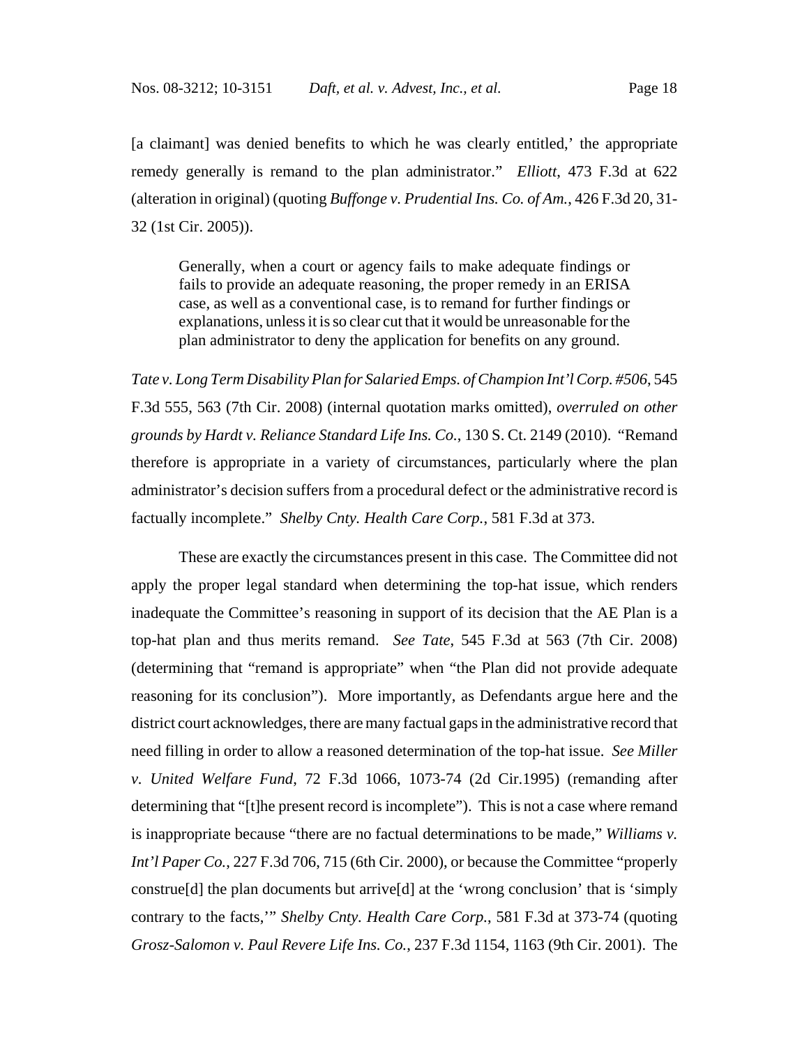[a claimant] was denied benefits to which he was clearly entitled,' the appropriate remedy generally is remand to the plan administrator." *Elliott*, 473 F.3d at 622 (alteration in original) (quoting *Buffonge v. Prudential Ins. Co. of Am.*, 426 F.3d 20, 31-32 (1st Cir. 2005)).

> Generally, when a court or agency fails to make adequate findings or fails to provide an adequate reasoning, the proper remedy in an ERISA case, as well as a conventional case, is to remand for further findings or explanations, unless it is so clear cut that it would be unreasonable for the plan administrator to deny the application for benefits on any ground.

*Tate v. Long Term Disability Plan for Salaried Emps. of Champion Int'l Corp. #506*, 545 F.3d 555, 563 (7th Cir. 2008) (internal quotation marks omitted), *overruled on other grounds by Hardt v. Reliance Standard Life Ins. Co.*, 130 S. Ct. 2149 (2010). "Remand therefore is appropriate in a variety of circumstances, particularly where the plan administrator's decision suffers from a procedural defect or the administrative record is factually incomplete." *Shelby Cnty. Health Care Corp.*, 581 F.3d at 373.

These are exactly the circumstances present in this case. The Committee did not apply the proper legal standard when determining the top-hat issue, which renders inadequate the Committee's reasoning in support of its decision that the AE Plan is a top-hat plan and thus merits remand. *See Tate*, 545 F.3d at 563 (7th Cir. 2008) (determining that "remand is appropriate" when "the Plan did not provide adequate reasoning for its conclusion"). More importantly, as Defendants argue here and the district court acknowledges, there are many factual gaps in the administrative record that need filling in order to allow a reasoned determination of the top-hat issue. *See Miller v. United Welfare Fund*, 72 F.3d 1066, 1073-74 (2d Cir.1995) (remanding after determining that "[t]he present record is incomplete"). This is not a case where remand is inappropriate because "there are no factual determinations to be made," *Williams v. Int'l Paper Co.*, 227 F.3d 706, 715 (6th Cir. 2000), or because the Committee "properly construe[d] the plan documents but arrive[d] at the 'wrong conclusion' that is 'simply contrary to the facts,'" *Shelby Cnty. Health Care Corp.*, 581 F.3d at 373-74 (quoting *Grosz-Salomon v. Paul Revere Life Ins. Co.*, 237 F.3d 1154, 1163 (9th Cir. 2001). The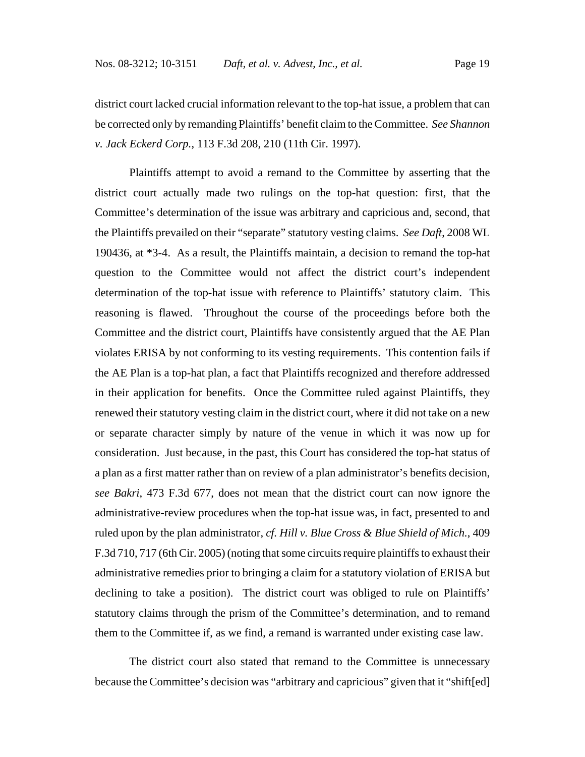district court lacked crucial information relevant to the top-hat issue, a problem that can be corrected only by remanding Plaintiffs' benefit claim to the Committee. *See Shannon v. Jack Eckerd Corp.*, 113 F.3d 208, 210 (11th Cir. 1997).

Plaintiffs attempt to avoid a remand to the Committee by asserting that the district court actually made two rulings on the top-hat question: first, that the Committee's determination of the issue was arbitrary and capricious and, second, that the Plaintiffs prevailed on their "separate" statutory vesting claims. *See Daft*, 2008 WL 190436, at *3-4. As a result, the Plaintiffs maintain, a decision to remand the top-hat question to the Committee would not affect the district court's independent determination of the top-hat issue with reference to Plaintiffs' statutory claim. This reasoning is flawed. Throughout the course of the proceedings before both the Committee and the district court, Plaintiffs have consistently argued that the AE Plan violates ERISA by not conforming to its vesting requirements. This contention fails if the AE Plan is a top-hat plan, a fact that Plaintiffs recognized and therefore addressed in their application for benefits. Once the Committee ruled against Plaintiffs, they renewed their statutory vesting claim in the district court, where it did not take on a new or separate character simply by nature of the venue in which it was now up for consideration. Just because, in the past, this Court has considered the top-hat status of a plan as a first matter rather than on review of a plan administrator's benefits decision, *see Bakri*, 473 F.3d 677, does not mean that the district court can now ignore the administrative-review procedures when the top-hat issue was, in fact, presented to and ruled upon by the plan administrator, *cf. Hill v. Blue Cross & Blue Shield of Mich.*, 409 F.3d 710, 717 (6th Cir. 2005) (noting that some circuits require plaintiffs to exhaust their administrative remedies prior to bringing a claim for a statutory violation of ERISA but declining to take a position). The district court was obliged to rule on Plaintiffs' statutory claims through the prism of the Committee's determination, and to remand them to the Committee if, as we find, a remand is warranted under existing case law.

The district court also stated that remand to the Committee is unnecessary because the Committee's decision was "arbitrary and capricious" given that it "shift[ed]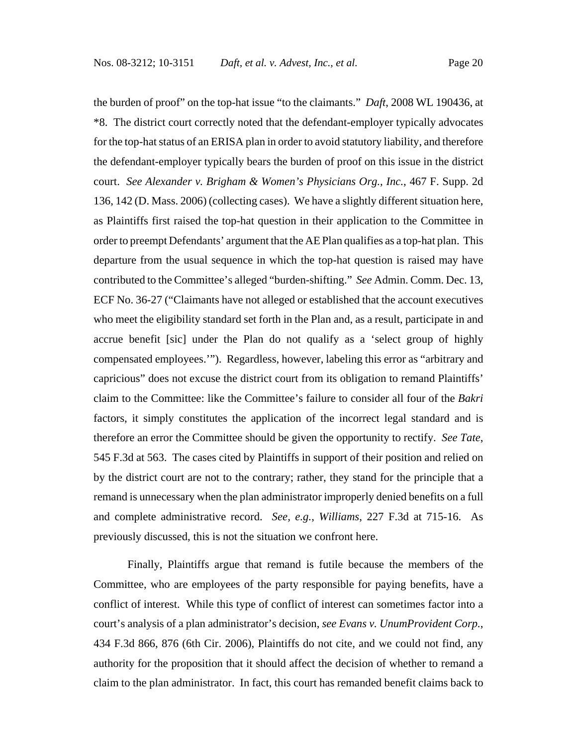the burden of proof" on the top-hat issue "to the claimants." *Daft*, 2008 WL 190436, at *8. The district court correctly noted that the defendant-employer typically advocates for the top-hat status of an ERISA plan in order to avoid statutory liability, and therefore the defendant-employer typically bears the burden of proof on this issue in the district court. *See Alexander v. Brigham & Women's Physicians Org., Inc.*, 467 F. Supp. 2d 136, 142 (D. Mass. 2006) (collecting cases). We have a slightly different situation here, as Plaintiffs first raised the top-hat question in their application to the Committee in order to preempt Defendants' argument that the AE Plan qualifies as a top-hat plan. This departure from the usual sequence in which the top-hat question is raised may have contributed to the Committee's alleged "burden-shifting." *See* Admin. Comm. Dec. 13, ECF No. 36-27 ("Claimants have not alleged or established that the account executives who meet the eligibility standard set forth in the Plan and, as a result, participate in and accrue benefit [sic] under the Plan do not qualify as a 'select group of highly compensated employees.'"). Regardless, however, labeling this error as "arbitrary and capricious" does not excuse the district court from its obligation to remand Plaintiffs' claim to the Committee: like the Committee's failure to consider all four of the *Bakri* factors, it simply constitutes the application of the incorrect legal standard and is therefore an error the Committee should be given the opportunity to rectify. *See Tate*, 545 F.3d at 563. The cases cited by Plaintiffs in support of their position and relied on by the district court are not to the contrary; rather, they stand for the principle that a remand is unnecessary when the plan administrator improperly denied benefits on a full and complete administrative record. *See, e.g.*, *Williams*, 227 F.3d at 715-16. As previously discussed, this is not the situation we confront here.

Finally, Plaintiffs argue that remand is futile because the members of the Committee, who are employees of the party responsible for paying benefits, have a conflict of interest. While this type of conflict of interest can sometimes factor into a court's analysis of a plan administrator's decision, *see Evans v. UnumProvident Corp.*, 434 F.3d 866, 876 (6th Cir. 2006), Plaintiffs do not cite, and we could not find, any authority for the proposition that it should affect the decision of whether to remand a claim to the plan administrator. In fact, this court has remanded benefit claims back to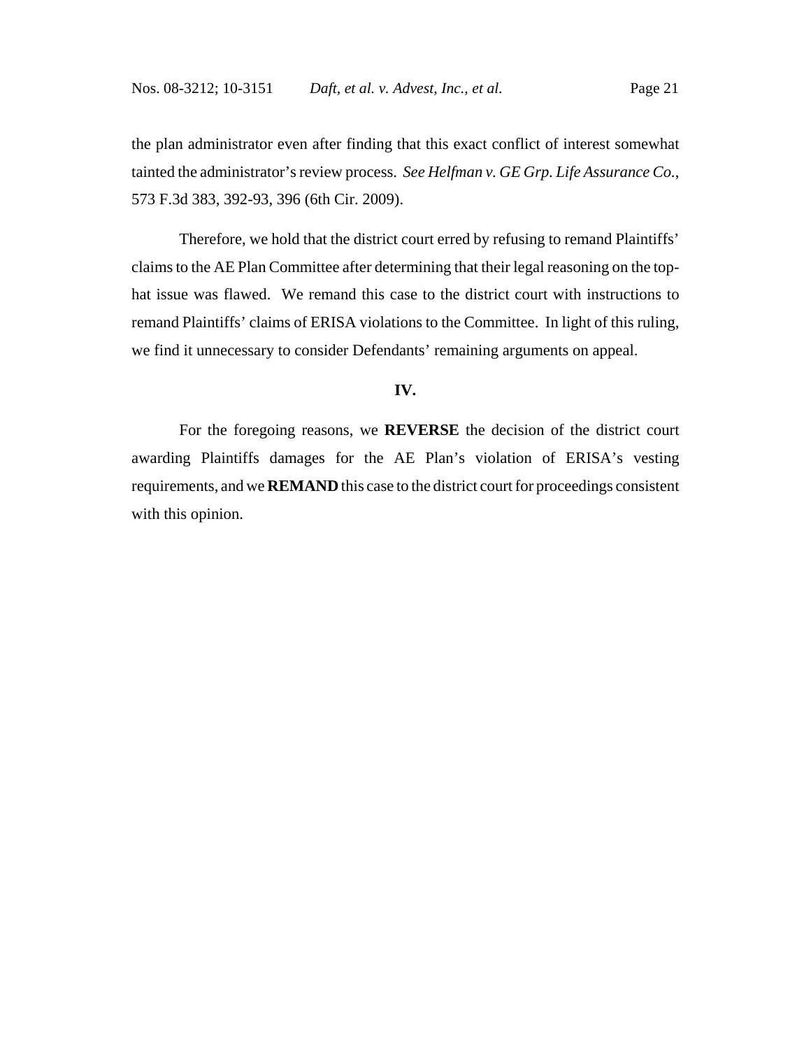the plan administrator even after finding that this exact conflict of interest somewhat tainted the administrator's review process. *See Helfman v. GE Grp. Life Assurance Co.*, 573 F.3d 383, 392-93, 396 (6th Cir. 2009).

Therefore, we hold that the district court erred by refusing to remand Plaintiffs' claims to the AE Plan Committee after determining that their legal reasoning on the top-hat issue was flawed. We remand this case to the district court with instructions to remand Plaintiffs' claims of ERISA violations to the Committee. In light of this ruling, we find it unnecessary to consider Defendants' remaining arguments on appeal.

## IV.

For the foregoing reasons, we **REVERSE** the decision of the district court awarding Plaintiffs damages for the AE Plan's violation of ERISA's vesting requirements, and we **REMAND** this case to the district court for proceedings consistent with this opinion.